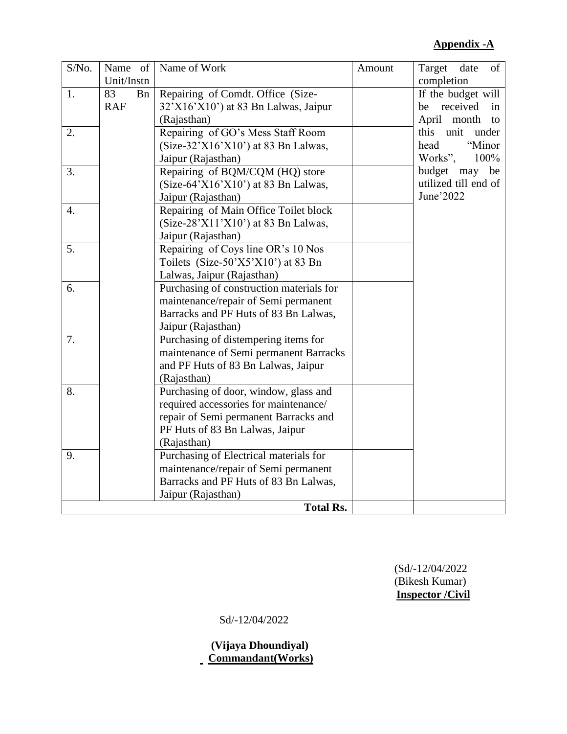**Appendix -A**

| S/No. | Name of Unit/Instn | Name of Work | Amount | Target date of completion |
|---|---|---|---|---|
| 1. | 83 Bn RAF | Repairing of Comdt. Office (Size-32'X16'X10') at 83 Bn Lalwas, Jaipur (Rajasthan) | | If the budget will be received in April month to this unit under head "Minor Works", 100% budget may be utilized till end of June'2022 |
| 2. | | Repairing of GO's Mess Staff Room (Size-32'X16'X10') at 83 Bn Lalwas, Jaipur (Rajasthan) | | |
| 3. | | Repairing of BQM/CQM (HQ) store (Size-64'X16'X10') at 83 Bn Lalwas, Jaipur (Rajasthan) | | |
| 4. | | Repairing of Main Office Toilet block (Size-28'X11'X10') at 83 Bn Lalwas, Jaipur (Rajasthan) | | |
| 5. | | Repairing of Coys line OR's 10 Nos Toilets (Size-50'X5'X10') at 83 Bn Lalwas, Jaipur (Rajasthan) | | |
| 6. | | Purchasing of construction materials for maintenance/repair of Semi permanent Barracks and PF Huts of 83 Bn Lalwas, Jaipur (Rajasthan) | | |
| 7. | | Purchasing of distempering items for maintenance of Semi permanent Barracks and PF Huts of 83 Bn Lalwas, Jaipur (Rajasthan) | | |
| 8. | | Purchasing of door, window, glass and required accessories for maintenance/ repair of Semi permanent Barracks and PF Huts of 83 Bn Lalwas, Jaipur (Rajasthan) | | |
| 9. | | Purchasing of Electrical materials for maintenance/repair of Semi permanent Barracks and PF Huts of 83 Bn Lalwas, Jaipur (Rajasthan) | | |
| | | **Total Rs.** | | |

(Sd/-12/04/2022
(Bikesh Kumar)
**Inspector /Civil**

Sd/-12/04/2022

**(Vijaya Dhoundiyal)**
**Commandant(Works)**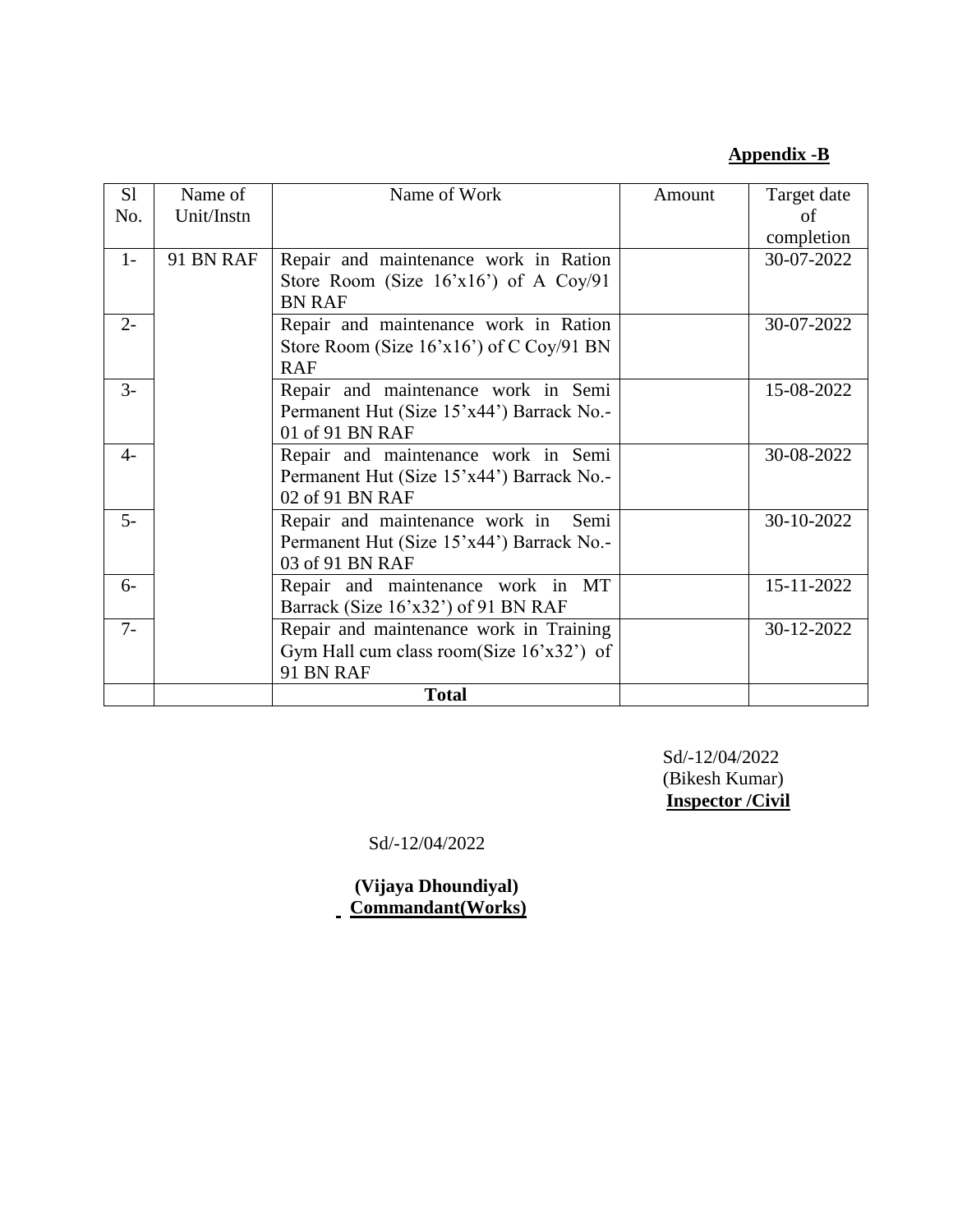**Appendix -B**

| Sl No. | Name of Unit/Instn | Name of Work | Amount | Target date of completion |
|---|---|---|---|---|
| 1- | 91 BN RAF | Repair and maintenance work in Ration Store Room (Size 16'x16') of A Coy/91 BN RAF | | 30-07-2022 |
| 2- | | Repair and maintenance work in Ration Store Room (Size 16'x16') of C Coy/91 BN RAF | | 30-07-2022 |
| 3- | | Repair and maintenance work in Semi Permanent Hut (Size 15'x44') Barrack No.-01 of 91 BN RAF | | 15-08-2022 |
| 4- | | Repair and maintenance work in Semi Permanent Hut (Size 15'x44') Barrack No.-02 of 91 BN RAF | | 30-08-2022 |
| 5- | | Repair and maintenance work in Semi Permanent Hut (Size 15'x44') Barrack No.-03 of 91 BN RAF | | 30-10-2022 |
| 6- | | Repair and maintenance work in MT Barrack (Size 16'x32') of 91 BN RAF | | 15-11-2022 |
| 7- | | Repair and maintenance work in Training Gym Hall cum class room(Size 16'x32') of 91 BN RAF | | 30-12-2022 |
| | | **Total** | | |

Sd/-12/04/2022
(Bikesh Kumar)
**Inspector /Civil**

Sd/-12/04/2022

**(Vijaya Dhoundiyal)**
**Commandant(Works)**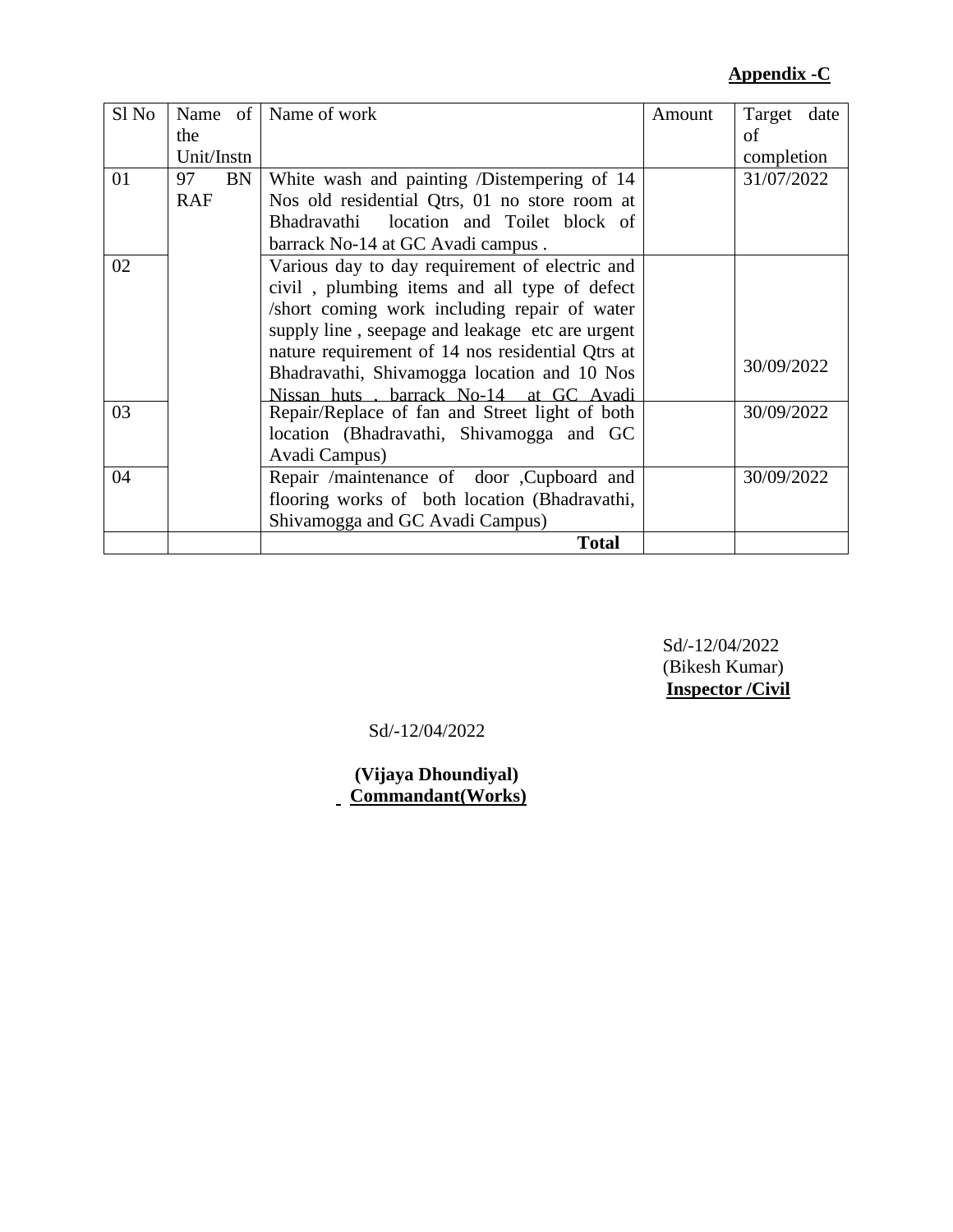**Appendix -C**

| Sl No | Name of the Unit/Instn | Name of work | Amount | Target date of completion |
|---|---|---|---|---|
| 01 | 97 BN RAF | White wash and painting /Distempering of 14 Nos old residential Qtrs, 01 no store room at Bhadravathi location and Toilet block of barrack No-14 at GC Avadi campus . | | 31/07/2022 |
| 02 | | Various day to day requirement of electric and civil , plumbing items and all type of defect /short coming work including repair of water supply line , seepage and leakage etc are urgent nature requirement of 14 nos residential Qtrs at Bhadravathi, Shivamogga location and 10 Nos Nissan huts , barrack No-14 at GC Avadi | | 30/09/2022 |
| 03 | | Repair/Replace of fan and Street light of both location (Bhadravathi, Shivamogga and GC Avadi Campus) | | 30/09/2022 |
| 04 | | Repair /maintenance of door ,Cupboard and flooring works of both location (Bhadravathi, Shivamogga and GC Avadi Campus) | | 30/09/2022 |
| | | **Total** | | |

Sd/-12/04/2022
(Bikesh Kumar)
**Inspector /Civil**

Sd/-12/04/2022

**(Vijaya Dhoundiyal)**
**Commandant(Works)**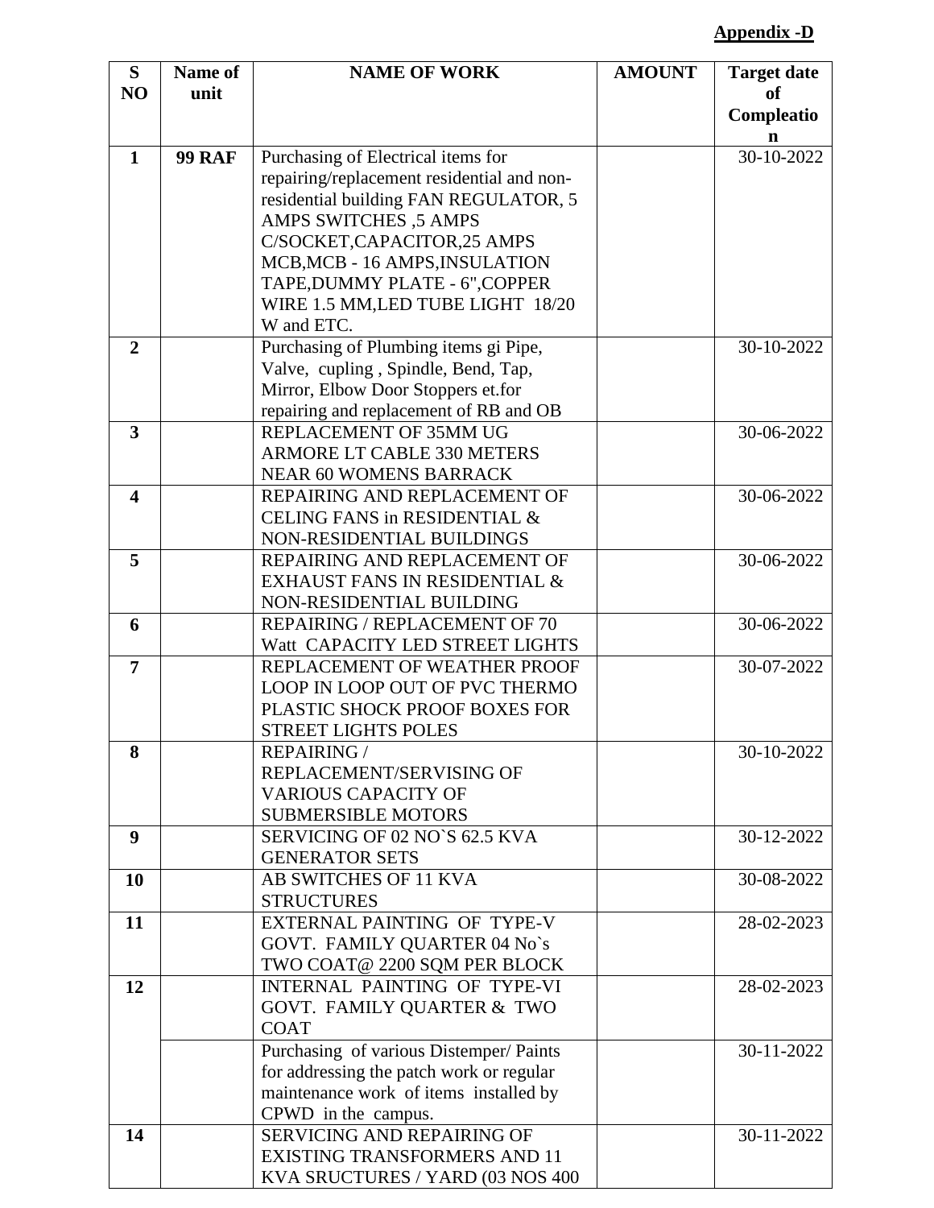**Appendix -D**

| S NO | Name of unit | NAME OF WORK | AMOUNT | Target date of Compleatio n |
|---|---|---|---|---|
| 1 | **99 RAF** | Purchasing of Electrical items for repairing/replacement residential and non-residential building FAN REGULATOR, 5 AMPS SWITCHES ,5 AMPS C/SOCKET,CAPACITOR,25 AMPS MCB,MCB - 16 AMPS,INSULATION TAPE,DUMMY PLATE - 6",COPPER WIRE 1.5 MM,LED TUBE LIGHT 18/20 W and ETC. | | 30-10-2022 |
| 2 | | Purchasing of Plumbing items gi Pipe, Valve, cupling , Spindle, Bend, Tap, Mirror, Elbow Door Stoppers et.for repairing and replacement of RB and OB | | 30-10-2022 |
| 3 | | REPLACEMENT OF 35MM UG ARMORE LT CABLE 330 METERS NEAR 60 WOMENS BARRACK | | 30-06-2022 |
| 4 | | REPAIRING AND REPLACEMENT OF CELING FANS in RESIDENTIAL & NON-RESIDENTIAL BUILDINGS | | 30-06-2022 |
| 5 | | REPAIRING AND REPLACEMENT OF EXHAUST FANS IN RESIDENTIAL & NON-RESIDENTIAL BUILDING | | 30-06-2022 |
| 6 | | REPAIRING / REPLACEMENT OF 70 Watt CAPACITY LED STREET LIGHTS | | 30-06-2022 |
| 7 | | REPLACEMENT OF WEATHER PROOF LOOP IN LOOP OUT OF PVC THERMO PLASTIC SHOCK PROOF BOXES FOR STREET LIGHTS POLES | | 30-07-2022 |
| 8 | | REPAIRING / REPLACEMENT/SERVISING OF VARIOUS CAPACITY OF SUBMERSIBLE MOTORS | | 30-10-2022 |
| 9 | | SERVICING OF 02 NO`S 62.5 KVA GENERATOR SETS | | 30-12-2022 |
| 10 | | AB SWITCHES OF 11 KVA STRUCTURES | | 30-08-2022 |
| 11 | | EXTERNAL PAINTING OF TYPE-V GOVT. FAMILY QUARTER 04 No`s TWO COAT@ 2200 SQM PER BLOCK | | 28-02-2023 |
| 12 | | INTERNAL PAINTING OF TYPE-VI GOVT. FAMILY QUARTER & TWO COAT | | 28-02-2023 |
| | | Purchasing of various Distemper/ Paints for addressing the patch work or regular maintenance work of items installed by CPWD in the campus. | | 30-11-2022 |
| 14 | | SERVICING AND REPAIRING OF EXISTING TRANSFORMERS AND 11 KVA SRUCTURES / YARD (03 NOS 400 | | 30-11-2022 |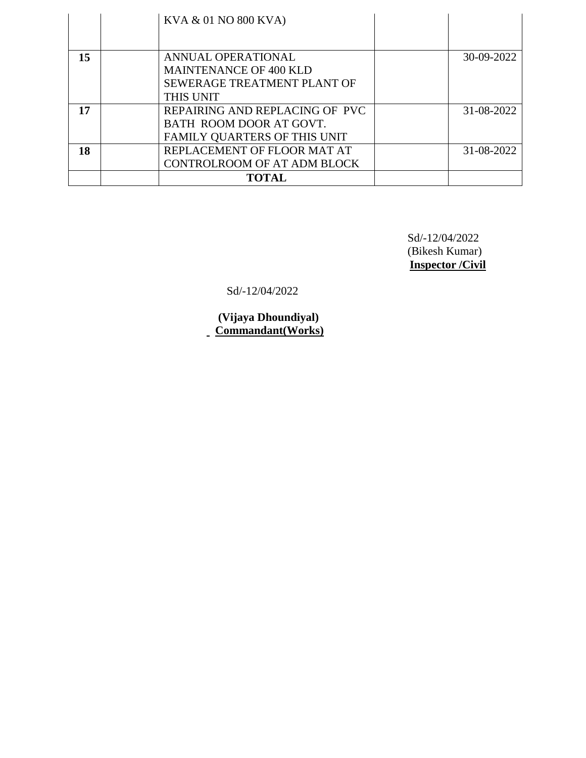| | | KVA & 01 NO 800 KVA) | | |
|---|---|---|---|---|
| **15** | | ANNUAL OPERATIONAL MAINTENANCE OF 400 KLD SEWERAGE TREATMENT PLANT OF THIS UNIT | | 30-09-2022 |
| **17** | | REPAIRING AND REPLACING OF PVC BATH ROOM DOOR AT GOVT. FAMILY QUARTERS OF THIS UNIT | | 31-08-2022 |
| **18** | | REPLACEMENT OF FLOOR MAT AT CONTROLROOM OF AT ADM BLOCK | | 31-08-2022 |
| | | **TOTAL** | | |

Sd/-12/04/2022
(Bikesh Kumar)
**Inspector /Civil**

Sd/-12/04/2022

**(Vijaya Dhoundiyal)**
**Commandant(Works)**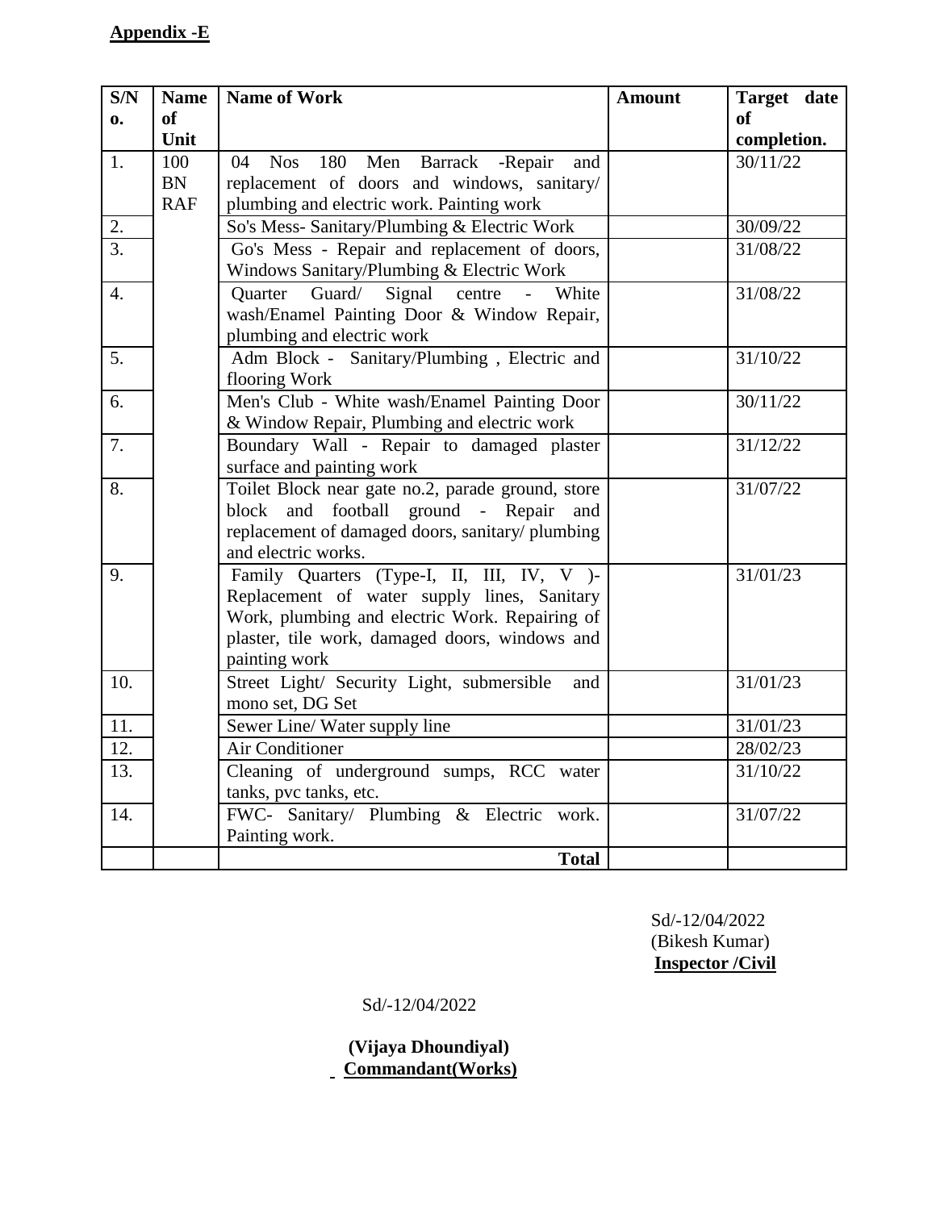**Appendix -E**

| S/No. | Name of Unit | Name of Work | Amount | Target date of completion. |
|---|---|---|---|---|
| 1. | 100 BN RAF | 04 Nos 180 Men Barrack -Repair and replacement of doors and windows, sanitary/ plumbing and electric work. Painting work | | 30/11/22 |
| 2. | | So's Mess- Sanitary/Plumbing & Electric Work | | 30/09/22 |
| 3. | | Go's Mess - Repair and replacement of doors, Windows Sanitary/Plumbing & Electric Work | | 31/08/22 |
| 4. | | Quarter Guard/ Signal centre - White wash/Enamel Painting Door & Window Repair, plumbing and electric work | | 31/08/22 |
| 5. | | Adm Block - Sanitary/Plumbing , Electric and flooring Work | | 31/10/22 |
| 6. | | Men's Club - White wash/Enamel Painting Door & Window Repair, Plumbing and electric work | | 30/11/22 |
| 7. | | Boundary Wall - Repair to damaged plaster surface and painting work | | 31/12/22 |
| 8. | | Toilet Block near gate no.2, parade ground, store block and football ground - Repair and replacement of damaged doors, sanitary/ plumbing and electric works. | | 31/07/22 |
| 9. | | Family Quarters (Type-I, II, III, IV, V )- Replacement of water supply lines, Sanitary Work, plumbing and electric Work. Repairing of plaster, tile work, damaged doors, windows and painting work | | 31/01/23 |
| 10. | | Street Light/ Security Light, submersible and mono set, DG Set | | 31/01/23 |
| 11. | | Sewer Line/ Water supply line | | 31/01/23 |
| 12. | | Air Conditioner | | 28/02/23 |
| 13. | | Cleaning of underground sumps, RCC water tanks, pvc tanks, etc. | | 31/10/22 |
| 14. | | FWC- Sanitary/ Plumbing & Electric work. Painting work. | | 31/07/22 |
| | | **Total** | | |

Sd/-12/04/2022
(Bikesh Kumar)
**Inspector /Civil**

Sd/-12/04/2022

**(Vijaya Dhoundiyal)**
**Commandant(Works)**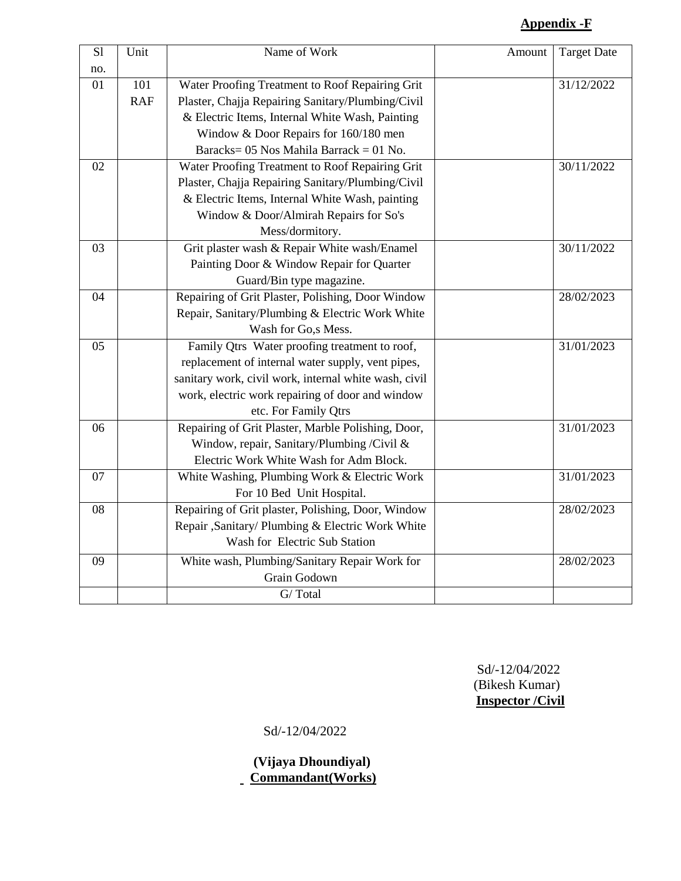**Appendix -F**

| Sl no. | Unit | Name of Work | Amount | Target Date |
|---|---|---|---|---|
| 01 | 101 RAF | Water Proofing Treatment to Roof Repairing Grit Plaster, Chajja Repairing Sanitary/Plumbing/Civil & Electric Items, Internal White Wash, Painting Window & Door Repairs for 160/180 men Baracks= 05 Nos Mahila Barrack = 01 No. | | 31/12/2022 |
| 02 | | Water Proofing Treatment to Roof Repairing Grit Plaster, Chajja Repairing Sanitary/Plumbing/Civil & Electric Items, Internal White Wash, painting Window & Door/Almirah Repairs for So's Mess/dormitory. | | 30/11/2022 |
| 03 | | Grit plaster wash & Repair White wash/Enamel Painting Door & Window Repair for Quarter Guard/Bin type magazine. | | 30/11/2022 |
| 04 | | Repairing of Grit Plaster, Polishing, Door Window Repair, Sanitary/Plumbing & Electric Work White Wash for Go,s Mess. | | 28/02/2023 |
| 05 | | Family Qtrs Water proofing treatment to roof, replacement of internal water supply, vent pipes, sanitary work, civil work, internal white wash, civil work, electric work repairing of door and window etc. For Family Qtrs | | 31/01/2023 |
| 06 | | Repairing of Grit Plaster, Marble Polishing, Door, Window, repair, Sanitary/Plumbing /Civil & Electric Work White Wash for Adm Block. | | 31/01/2023 |
| 07 | | White Washing, Plumbing Work & Electric Work For 10 Bed Unit Hospital. | | 31/01/2023 |
| 08 | | Repairing of Grit plaster, Polishing, Door, Window Repair ,Sanitary/ Plumbing & Electric Work White Wash for Electric Sub Station | | 28/02/2023 |
| 09 | | White wash, Plumbing/Sanitary Repair Work for Grain Godown | | 28/02/2023 |
| | | G/ Total | | |

Sd/-12/04/2022
(Bikesh Kumar)
**Inspector /Civil**

Sd/-12/04/2022

**(Vijaya Dhoundiyal)**
**Commandant(Works)**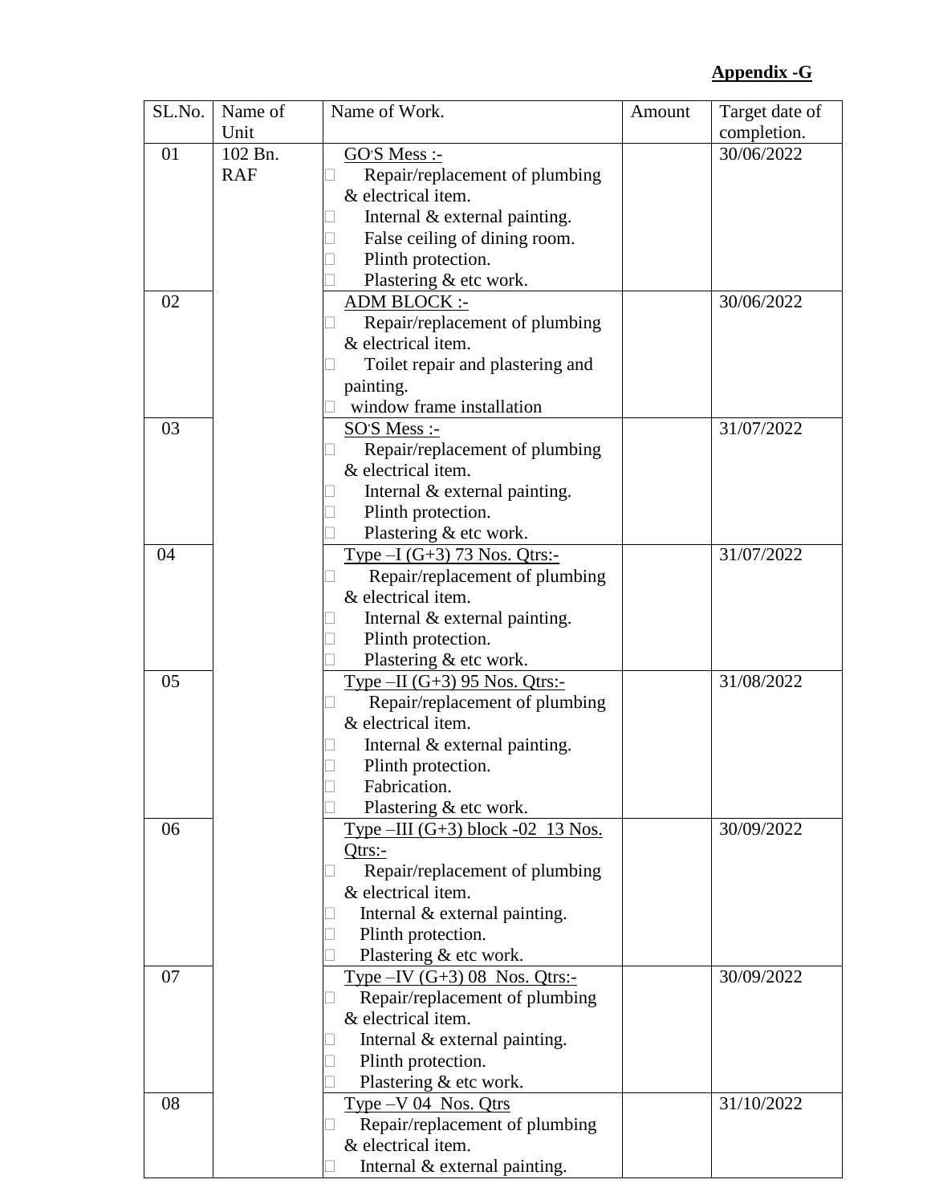**Appendix -G**

| SL.No. | Name of Unit | Name of Work. | Amount | Target date of completion. |
|---|---|---|---|---|
| 01 | 102 Bn. RAF | GO'S Mess :-<br>- Repair/replacement of plumbing & electrical item.<br>- Internal & external painting.<br>- False ceiling of dining room.<br>- Plinth protection.<br>- Plastering & etc work. | | 30/06/2022 |
| 02 | | ADM BLOCK :-<br>- Repair/replacement of plumbing & electrical item.<br>- Toilet repair and plastering and painting.<br>- window frame installation | | 30/06/2022 |
| 03 | | SO'S Mess :-<br>- Repair/replacement of plumbing & electrical item.<br>- Internal & external painting.<br>- Plinth protection.<br>- Plastering & etc work. | | 31/07/2022 |
| 04 | | Type –I (G+3) 73 Nos. Qtrs:-<br>- Repair/replacement of plumbing & electrical item.<br>- Internal & external painting.<br>- Plinth protection.<br>- Plastering & etc work. | | 31/07/2022 |
| 05 | | Type –II (G+3) 95 Nos. Qtrs:-<br>- Repair/replacement of plumbing & electrical item.<br>- Internal & external painting.<br>- Plinth protection.<br>- Fabrication.<br>- Plastering & etc work. | | 31/08/2022 |
| 06 | | Type –III (G+3) block -02 13 Nos. Qtrs:-<br>- Repair/replacement of plumbing & electrical item.<br>- Internal & external painting.<br>- Plinth protection.<br>- Plastering & etc work. | | 30/09/2022 |
| 07 | | Type –IV (G+3) 08 Nos. Qtrs:-<br>- Repair/replacement of plumbing & electrical item.<br>- Internal & external painting.<br>- Plinth protection.<br>- Plastering & etc work. | | 30/09/2022 |
| 08 | | Type –V 04 Nos. Qtrs<br>- Repair/replacement of plumbing & electrical item.<br>- Internal & external painting. | | 31/10/2022 |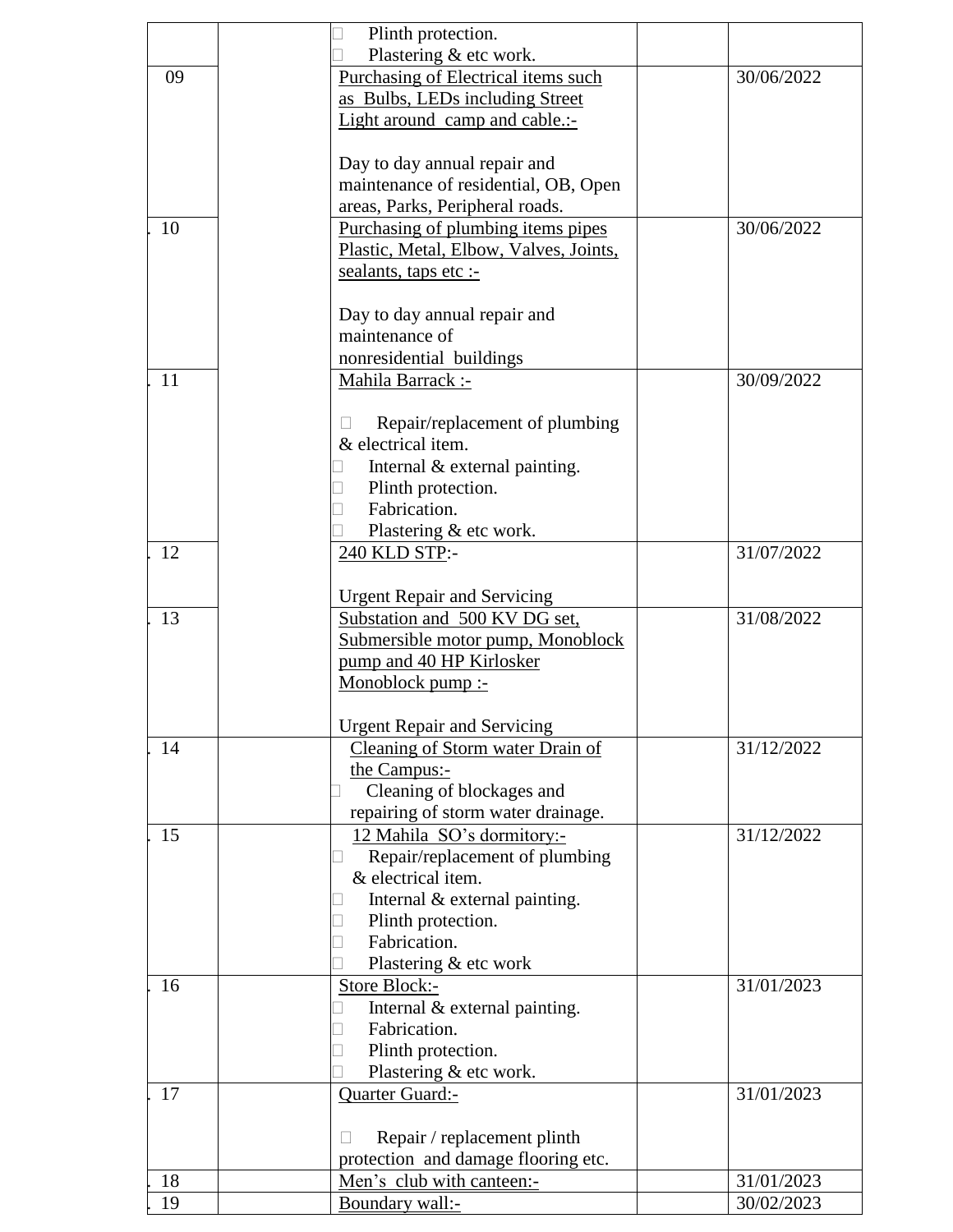| | | | | |
|---|---|---|---|---|
| | | Plinth protection.<br>Plastering & etc work. | | |
| 09 | | <u>Purchasing of Electrical items such as Bulbs, LEDs including Street Light around camp and cable.:-</u><br><br>Day to day annual repair and maintenance of residential, OB, Open areas, Parks, Peripheral roads. | | 30/06/2022 |
| 10 | | <u>Purchasing of plumbing items pipes Plastic, Metal, Elbow, Valves, Joints, sealants, taps etc :-</u><br><br>Day to day annual repair and maintenance of nonresidential buildings | | 30/06/2022 |
| 11 | | <u>Mahila Barrack :-</u><br><br>Repair/replacement of plumbing & electrical item.<br>Internal & external painting.<br>Plinth protection.<br>Fabrication.<br>Plastering & etc work. | | 30/09/2022 |
| 12 | | <u>240 KLD STP</u>:-<br><br>Urgent Repair and Servicing | | 31/07/2022 |
| 13 | | <u>Substation and 500 KV DG set, Submersible motor pump, Monoblock pump and 40 HP Kirlosker Monoblock pump :-</u><br><br>Urgent Repair and Servicing | | 31/08/2022 |
| 14 | | <u>Cleaning of Storm water Drain of the Campus:-</u><br>Cleaning of blockages and repairing of storm water drainage. | | 31/12/2022 |
| 15 | | <u>12 Mahila SO's dormitory:-</u><br>Repair/replacement of plumbing & electrical item.<br>Internal & external painting.<br>Plinth protection.<br>Fabrication.<br>Plastering & etc work | | 31/12/2022 |
| 16 | | <u>Store Block:-</u><br>Internal & external painting.<br>Fabrication.<br>Plinth protection.<br>Plastering & etc work. | | 31/01/2023 |
| 17 | | <u>Quarter Guard:-</u><br><br>Repair / replacement plinth protection and damage flooring etc. | | 31/01/2023 |
| 18 | | <u>Men's club with canteen:-</u> | | 31/01/2023 |
| 19 | | <u>Boundary wall:-</u> | | 30/02/2023 |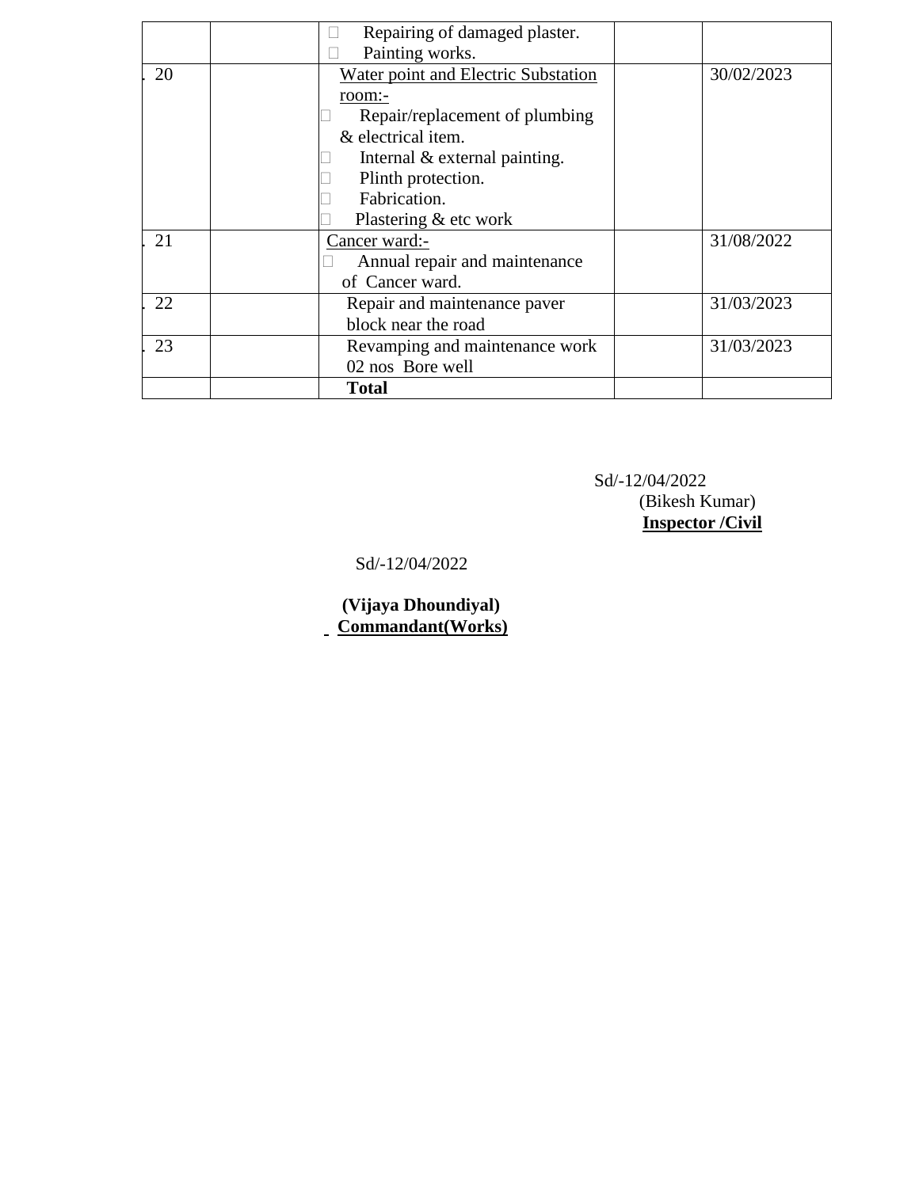| | | | | |
|---|---|---|---|---|
| | | • Repairing of damaged plaster.<br>• Painting works. | | |
| 20 | | Water point and Electric Substation room:-<br>• Repair/replacement of plumbing & electrical item.<br>• Internal & external painting.<br>• Plinth protection.<br>• Fabrication.<br>• Plastering & etc work | | 30/02/2023 |
| 21 | | Cancer ward:-<br>• Annual repair and maintenance of Cancer ward. | | 31/08/2022 |
| 22 | | Repair and maintenance paver block near the road | | 31/03/2023 |
| 23 | | Revamping and maintenance work 02 nos Bore well | | 31/03/2023 |
| | | **Total** | | |

Sd/-12/04/2022
(Bikesh Kumar)
**Inspector /Civil**

Sd/-12/04/2022

**(Vijaya Dhoundiyal)**
**Commandant(Works)**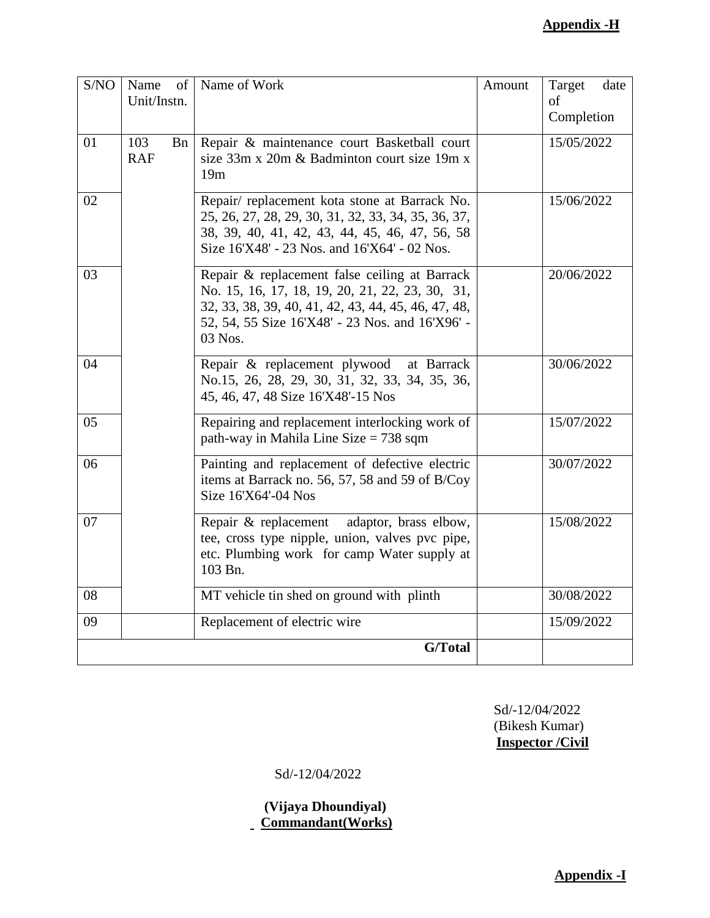**Appendix -H**

| S/NO | Name of Unit/Instn. | Name of Work | Amount | Target date of Completion |
|---|---|---|---|---|
| 01 | 103 Bn RAF | Repair & maintenance court Basketball court size 33m x 20m & Badminton court size 19m x 19m | | 15/05/2022 |
| 02 | | Repair/ replacement kota stone at Barrack No. 25, 26, 27, 28, 29, 30, 31, 32, 33, 34, 35, 36, 37, 38, 39, 40, 41, 42, 43, 44, 45, 46, 47, 56, 58 Size 16'X48' - 23 Nos. and 16'X64' - 02 Nos. | | 15/06/2022 |
| 03 | | Repair & replacement false ceiling at Barrack No. 15, 16, 17, 18, 19, 20, 21, 22, 23, 30, 31, 32, 33, 38, 39, 40, 41, 42, 43, 44, 45, 46, 47, 48, 52, 54, 55 Size 16'X48' - 23 Nos. and 16'X96' - 03 Nos. | | 20/06/2022 |
| 04 | | Repair & replacement plywood at Barrack No.15, 26, 28, 29, 30, 31, 32, 33, 34, 35, 36, 45, 46, 47, 48 Size 16'X48'-15 Nos | | 30/06/2022 |
| 05 | | Repairing and replacement interlocking work of path-way in Mahila Line Size = 738 sqm | | 15/07/2022 |
| 06 | | Painting and replacement of defective electric items at Barrack no. 56, 57, 58 and 59 of B/Coy Size 16'X64'-04 Nos | | 30/07/2022 |
| 07 | | Repair & replacement adaptor, brass elbow, tee, cross type nipple, union, valves pvc pipe, etc. Plumbing work for camp Water supply at 103 Bn. | | 15/08/2022 |
| 08 | | MT vehicle tin shed on ground with plinth | | 30/08/2022 |
| 09 | | Replacement of electric wire | | 15/09/2022 |
| | | **G/Total** | | |

Sd/-12/04/2022
(Bikesh Kumar)
**Inspector /Civil**

Sd/-12/04/2022

**(Vijaya Dhoundiyal)**
**Commandant(Works)**

**Appendix -I**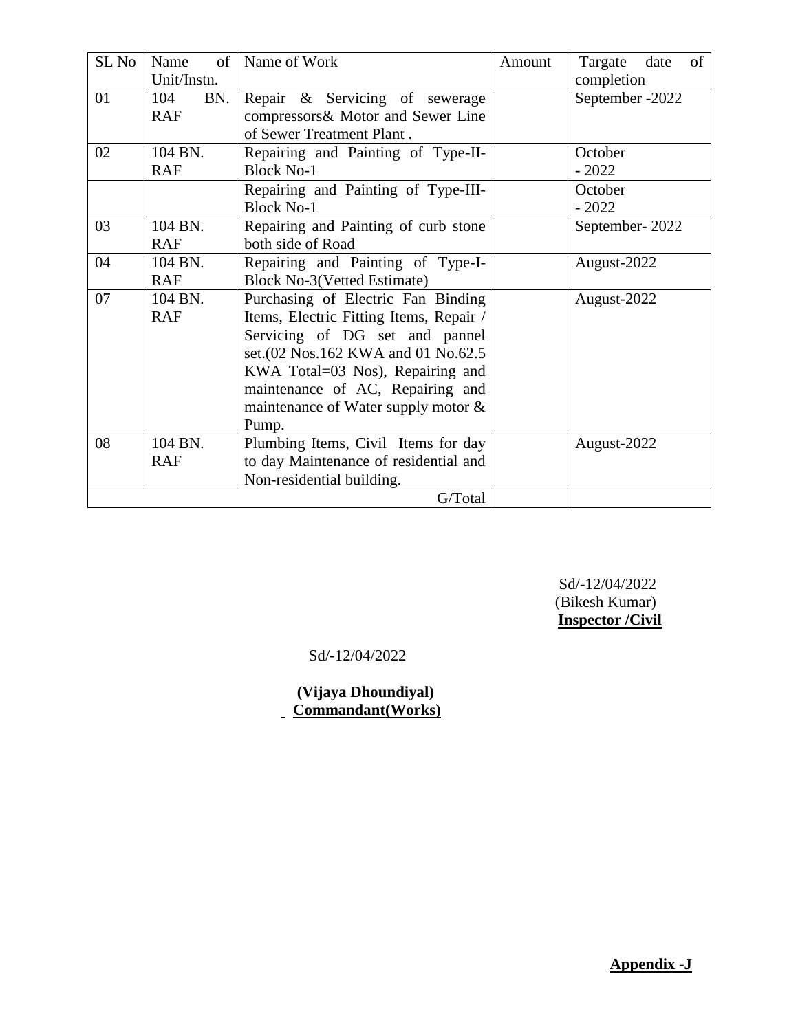| SL No | Name of Unit/Instn. | Name of Work | Amount | Targate date of completion |
|---|---|---|---|---|
| 01 | 104 BN. RAF | Repair & Servicing of sewerage compressors& Motor and Sewer Line of Sewer Treatment Plant . | | September -2022 |
| 02 | 104 BN. RAF | Repairing and Painting of Type-II-Block No-1 | | October - 2022 |
| | | Repairing and Painting of Type-III-Block No-1 | | October - 2022 |
| 03 | 104 BN. RAF | Repairing and Painting of curb stone both side of Road | | September- 2022 |
| 04 | 104 BN. RAF | Repairing and Painting of Type-I-Block No-3(Vetted Estimate) | | August-2022 |
| 07 | 104 BN. RAF | Purchasing of Electric Fan Binding Items, Electric Fitting Items, Repair / Servicing of DG set and pannel set.(02 Nos.162 KWA and 01 No.62.5 KWA Total=03 Nos), Repairing and maintenance of AC, Repairing and maintenance of Water supply motor & Pump. | | August-2022 |
| 08 | 104 BN. RAF | Plumbing Items, Civil Items for day to day Maintenance of residential and Non-residential building. | | August-2022 |
| | | G/Total | | |

Sd/-12/04/2022
(Bikesh Kumar)
**Inspector /Civil**

Sd/-12/04/2022

**(Vijaya Dhoundiyal)**
**Commandant(Works)**

**Appendix -J**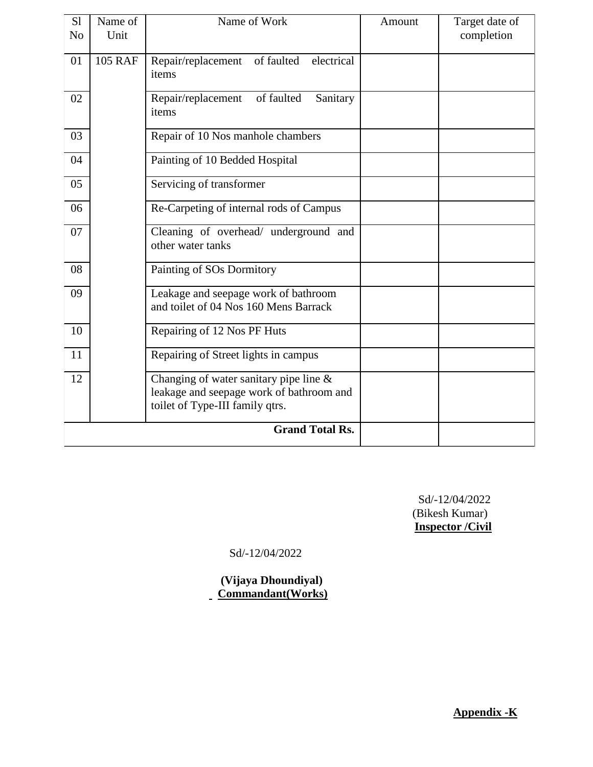| Sl No | Name of Unit | Name of Work | Amount | Target date of completion |
|---|---|---|---|---|
| 01 | 105 RAF | Repair/replacement of faulted electrical items | | |
| 02 | | Repair/replacement of faulted Sanitary items | | |
| 03 | | Repair of 10 Nos manhole chambers | | |
| 04 | | Painting of 10 Bedded Hospital | | |
| 05 | | Servicing of transformer | | |
| 06 | | Re-Carpeting of internal rods of Campus | | |
| 07 | | Cleaning of overhead/ underground and other water tanks | | |
| 08 | | Painting of SOs Dormitory | | |
| 09 | | Leakage and seepage work of bathroom and toilet of 04 Nos 160 Mens Barrack | | |
| 10 | | Repairing of 12 Nos PF Huts | | |
| 11 | | Repairing of Street lights in campus | | |
| 12 | | Changing of water sanitary pipe line & leakage and seepage work of bathroom and toilet of Type-III family qtrs. | | |
| | | **Grand Total Rs.** | | |

Sd/-12/04/2022
(Bikesh Kumar)
**Inspector /Civil**

Sd/-12/04/2022

**(Vijaya Dhoundiyal)**
**Commandant(Works)**

**Appendix -K**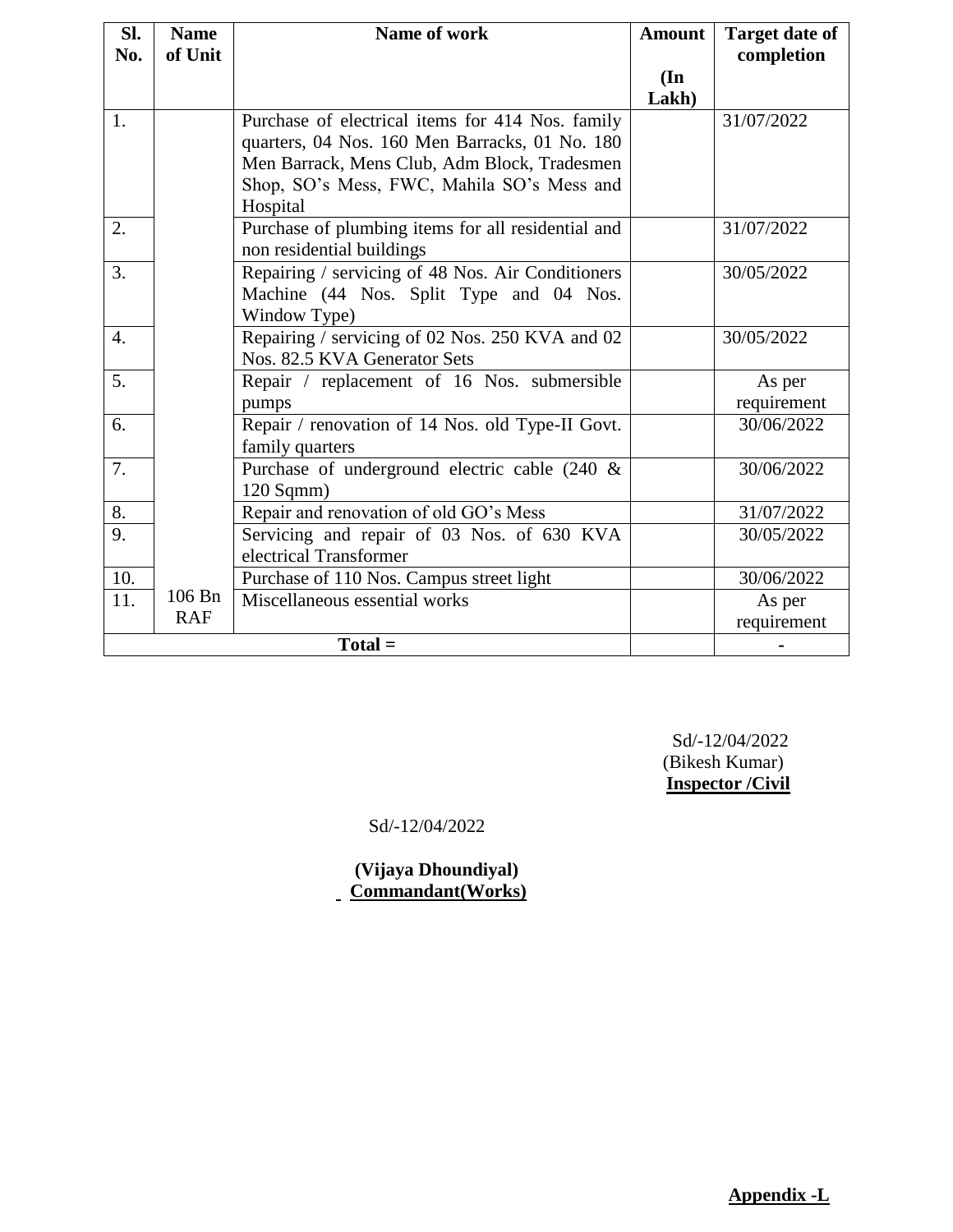| Sl. No. | Name of Unit | Name of work | Amount (In Lakh) | Target date of completion |
|---|---|---|---|---|
| 1. | | Purchase of electrical items for 414 Nos. family quarters, 04 Nos. 160 Men Barracks, 01 No. 180 Men Barrack, Mens Club, Adm Block, Tradesmen Shop, SO's Mess, FWC, Mahila SO's Mess and Hospital | | 31/07/2022 |
| 2. | | Purchase of plumbing items for all residential and non residential buildings | | 31/07/2022 |
| 3. | | Repairing / servicing of 48 Nos. Air Conditioners Machine (44 Nos. Split Type and 04 Nos. Window Type) | | 30/05/2022 |
| 4. | | Repairing / servicing of 02 Nos. 250 KVA and 02 Nos. 82.5 KVA Generator Sets | | 30/05/2022 |
| 5. | | Repair / replacement of 16 Nos. submersible pumps | | As per requirement |
| 6. | | Repair / renovation of 14 Nos. old Type-II Govt. family quarters | | 30/06/2022 |
| 7. | | Purchase of underground electric cable (240 & 120 Sqmm) | | 30/06/2022 |
| 8. | | Repair and renovation of old GO's Mess | | 31/07/2022 |
| 9. | | Servicing and repair of 03 Nos. of 630 KVA electrical Transformer | | 30/05/2022 |
| 10. | | Purchase of 110 Nos. Campus street light | | 30/06/2022 |
| 11. | 106 Bn RAF | Miscellaneous essential works | | As per requirement |
| **Total =** | | | | - |

Sd/-12/04/2022
(Bikesh Kumar)
**Inspector /Civil**

Sd/-12/04/2022

**(Vijaya Dhoundiyal)**
**Commandant(Works)**

**Appendix -L**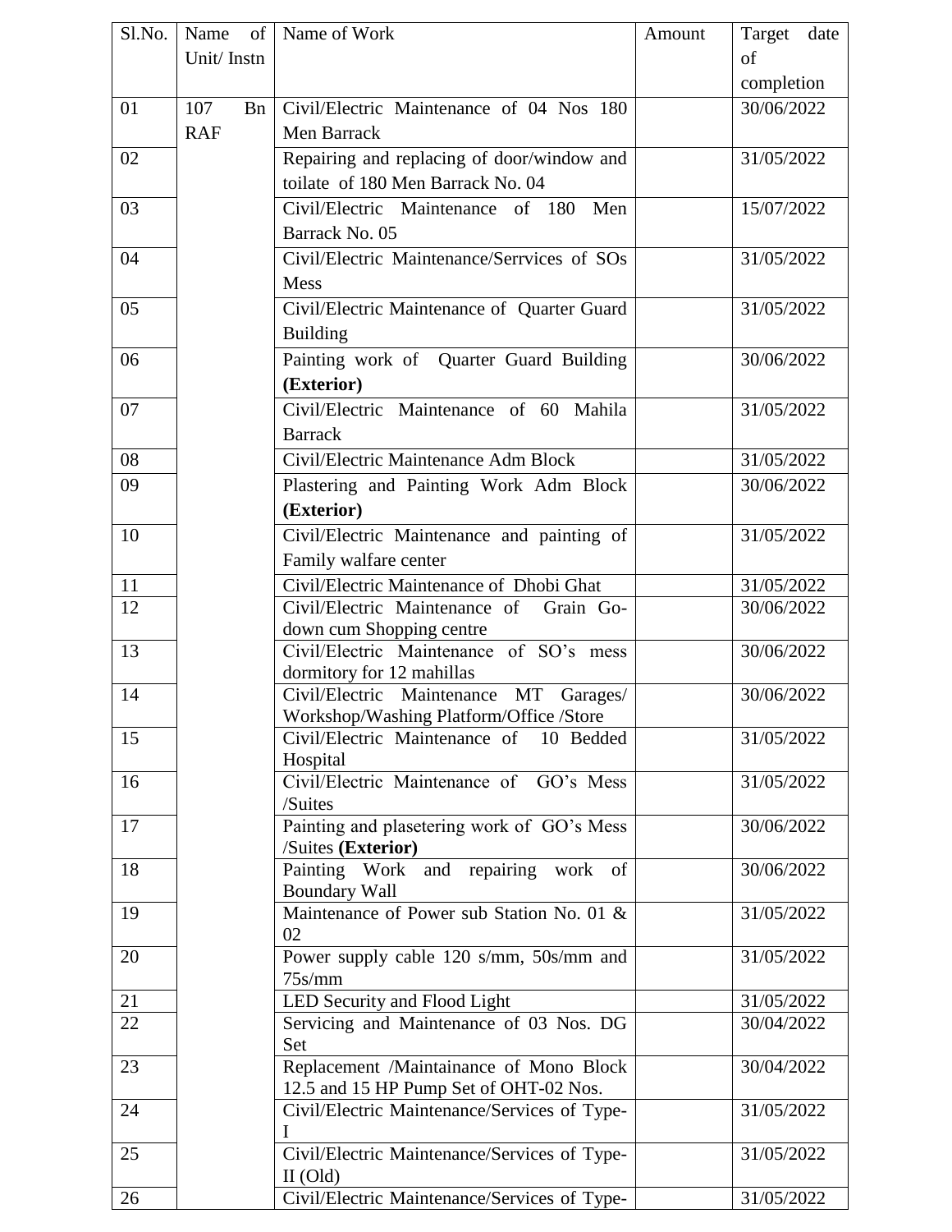| Sl.No. | Name of Unit/ Instn | Name of Work | Amount | Target date of completion |
|---|---|---|---|---|
| 01 | 107 Bn RAF | Civil/Electric Maintenance of 04 Nos 180 Men Barrack | | 30/06/2022 |
| 02 | | Repairing and replacing of door/window and toilate of 180 Men Barrack No. 04 | | 31/05/2022 |
| 03 | | Civil/Electric Maintenance of 180 Men Barrack No. 05 | | 15/07/2022 |
| 04 | | Civil/Electric Maintenance/Serrvices of SOs Mess | | 31/05/2022 |
| 05 | | Civil/Electric Maintenance of Quarter Guard Building | | 31/05/2022 |
| 06 | | Painting work of Quarter Guard Building **(Exterior)** | | 30/06/2022 |
| 07 | | Civil/Electric Maintenance of 60 Mahila Barrack | | 31/05/2022 |
| 08 | | Civil/Electric Maintenance Adm Block | | 31/05/2022 |
| 09 | | Plastering and Painting Work Adm Block **(Exterior)** | | 30/06/2022 |
| 10 | | Civil/Electric Maintenance and painting of Family walfare center | | 31/05/2022 |
| 11 | | Civil/Electric Maintenance of Dhobi Ghat | | 31/05/2022 |
| 12 | | Civil/Electric Maintenance of Grain Go-down cum Shopping centre | | 30/06/2022 |
| 13 | | Civil/Electric Maintenance of SO's mess dormitory for 12 mahillas | | 30/06/2022 |
| 14 | | Civil/Electric Maintenance MT Garages/ Workshop/Washing Platform/Office /Store | | 30/06/2022 |
| 15 | | Civil/Electric Maintenance of 10 Bedded Hospital | | 31/05/2022 |
| 16 | | Civil/Electric Maintenance of GO's Mess /Suites | | 31/05/2022 |
| 17 | | Painting and plasetering work of GO's Mess /Suites **(Exterior)** | | 30/06/2022 |
| 18 | | Painting Work and repairing work of Boundary Wall | | 30/06/2022 |
| 19 | | Maintenance of Power sub Station No. 01 & 02 | | 31/05/2022 |
| 20 | | Power supply cable 120 s/mm, 50s/mm and 75s/mm | | 31/05/2022 |
| 21 | | LED Security and Flood Light | | 31/05/2022 |
| 22 | | Servicing and Maintenance of 03 Nos. DG Set | | 30/04/2022 |
| 23 | | Replacement /Maintainance of Mono Block 12.5 and 15 HP Pump Set of OHT-02 Nos. | | 30/04/2022 |
| 24 | | Civil/Electric Maintenance/Services of Type-I | | 31/05/2022 |
| 25 | | Civil/Electric Maintenance/Services of Type-II (Old) | | 31/05/2022 |
| 26 | | Civil/Electric Maintenance/Services of Type- | | 31/05/2022 |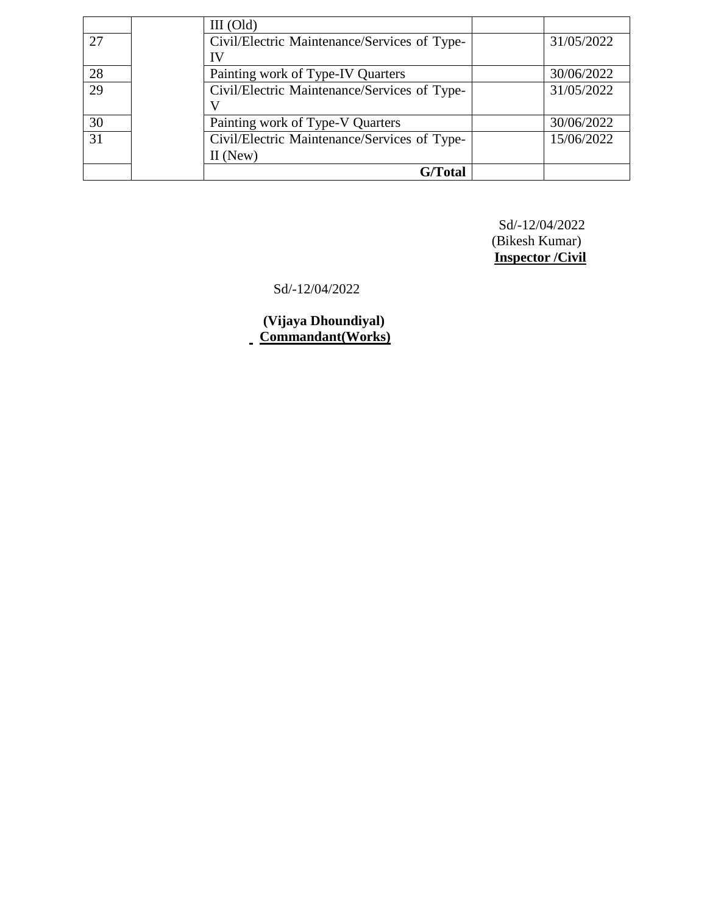|  |  |  |  |  |
|---|---|---|---|---|
|  |  | III (Old) |  |  |
| 27 |  | Civil/Electric Maintenance/Services of Type-IV |  | 31/05/2022 |
| 28 |  | Painting work of Type-IV Quarters |  | 30/06/2022 |
| 29 |  | Civil/Electric Maintenance/Services of Type-V |  | 31/05/2022 |
| 30 |  | Painting work of Type-V Quarters |  | 30/06/2022 |
| 31 |  | Civil/Electric Maintenance/Services of Type-II (New) |  | 15/06/2022 |
|  |  | **G/Total** |  |  |

Sd/-12/04/2022
(Bikesh Kumar)
**Inspector /Civil**

Sd/-12/04/2022

**(Vijaya Dhoundiyal)**
**Commandant(Works)**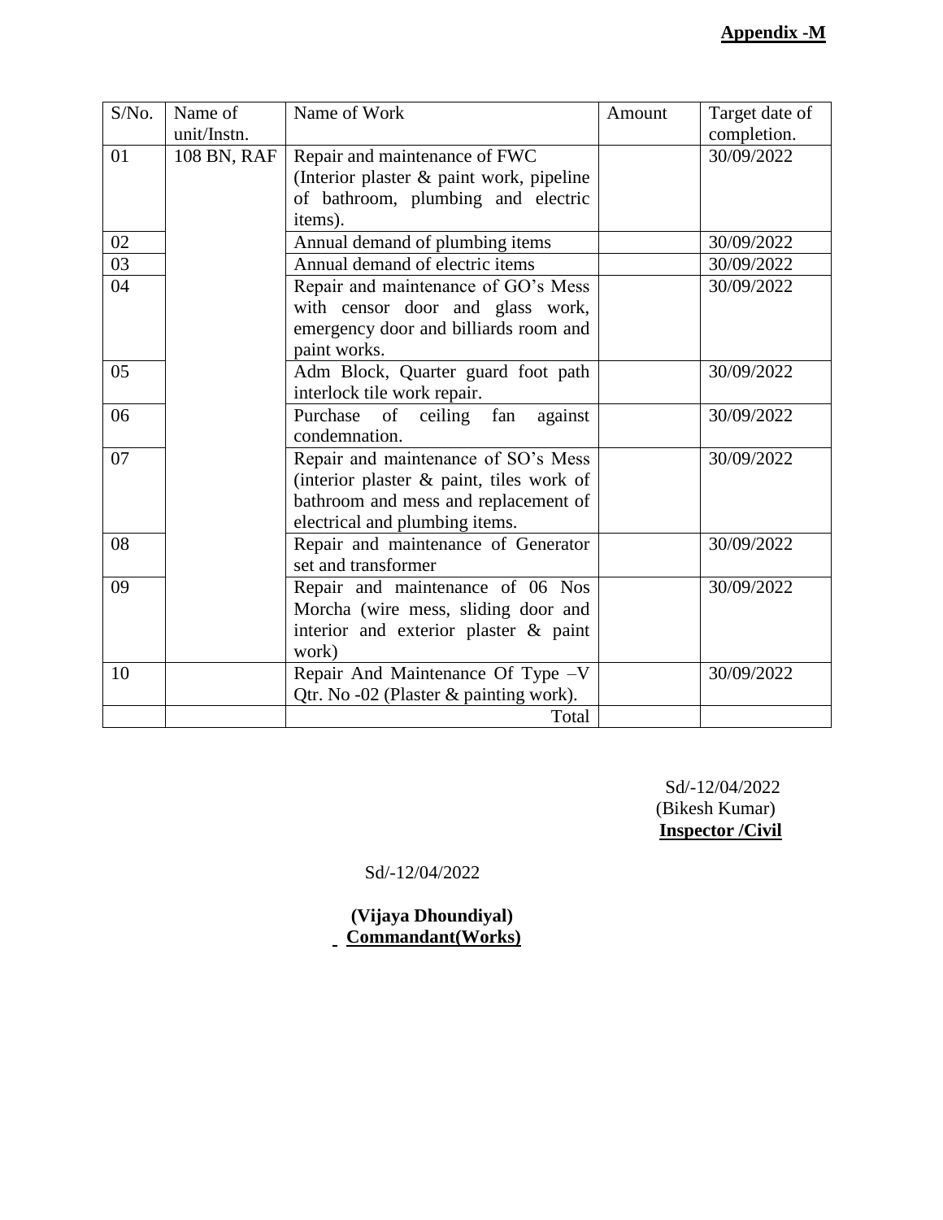**Appendix -M**

| S/No. | Name of unit/Instn. | Name of Work | Amount | Target date of completion. |
|---|---|---|---|---|
| 01 | 108 BN, RAF | Repair and maintenance of FWC (Interior plaster & paint work, pipeline of bathroom, plumbing and electric items). | | 30/09/2022 |
| 02 | | Annual demand of plumbing items | | 30/09/2022 |
| 03 | | Annual demand of electric items | | 30/09/2022 |
| 04 | | Repair and maintenance of GO's Mess with censor door and glass work, emergency door and billiards room and paint works. | | 30/09/2022 |
| 05 | | Adm Block, Quarter guard foot path interlock tile work repair. | | 30/09/2022 |
| 06 | | Purchase of ceiling fan against condemnation. | | 30/09/2022 |
| 07 | | Repair and maintenance of SO's Mess (interior plaster & paint, tiles work of bathroom and mess and replacement of electrical and plumbing items. | | 30/09/2022 |
| 08 | | Repair and maintenance of Generator set and transformer | | 30/09/2022 |
| 09 | | Repair and maintenance of 06 Nos Morcha (wire mess, sliding door and interior and exterior plaster & paint work) | | 30/09/2022 |
| 10 | | Repair And Maintenance Of Type –V Qtr. No -02 (Plaster & painting work). | | 30/09/2022 |
| | | Total | | |

Sd/-12/04/2022
(Bikesh Kumar)
**Inspector /Civil**

Sd/-12/04/2022

**(Vijaya Dhoundiyal)**
**Commandant(Works)**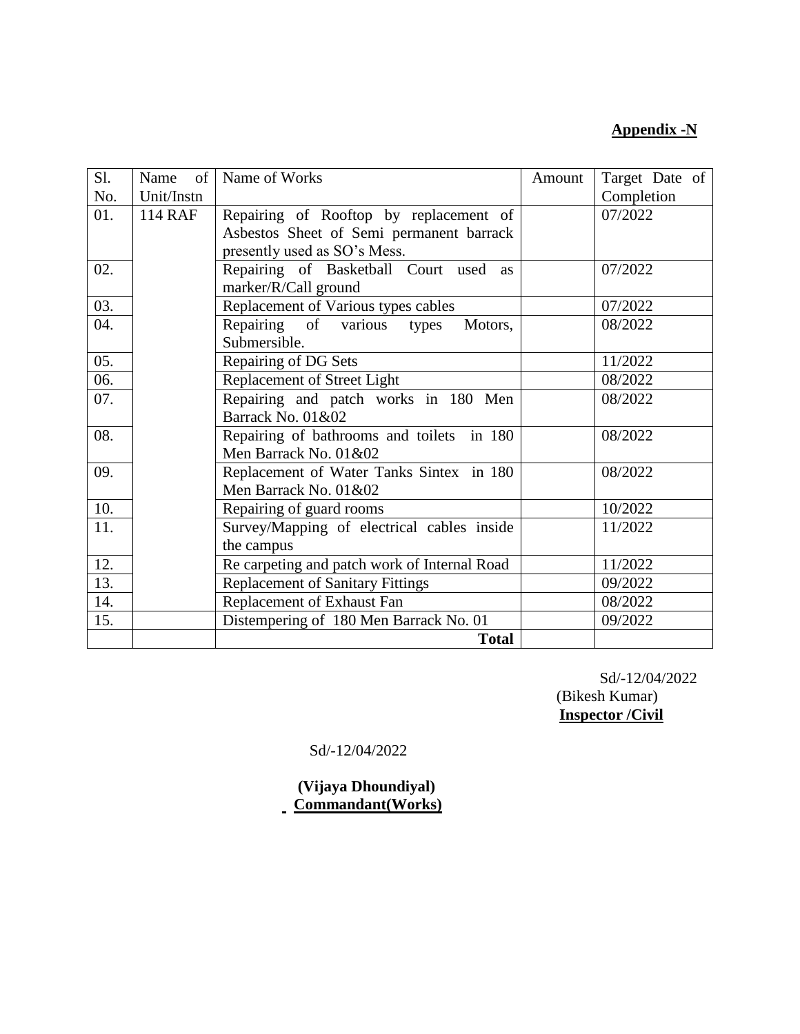**Appendix -N**

| Sl. No. | Name of Unit/Instn | Name of Works | Amount | Target Date of Completion |
|---|---|---|---|---|
| 01. | 114 RAF | Repairing of Rooftop by replacement of Asbestos Sheet of Semi permanent barrack presently used as SO's Mess. | | 07/2022 |
| 02. | | Repairing of Basketball Court used as marker/R/Call ground | | 07/2022 |
| 03. | | Replacement of Various types cables | | 07/2022 |
| 04. | | Repairing of various types Motors, Submersible. | | 08/2022 |
| 05. | | Repairing of DG Sets | | 11/2022 |
| 06. | | Replacement of Street Light | | 08/2022 |
| 07. | | Repairing and patch works in 180 Men Barrack No. 01&02 | | 08/2022 |
| 08. | | Repairing of bathrooms and toilets in 180 Men Barrack No. 01&02 | | 08/2022 |
| 09. | | Replacement of Water Tanks Sintex in 180 Men Barrack No. 01&02 | | 08/2022 |
| 10. | | Repairing of guard rooms | | 10/2022 |
| 11. | | Survey/Mapping of electrical cables inside the campus | | 11/2022 |
| 12. | | Re carpeting and patch work of Internal Road | | 11/2022 |
| 13. | | Replacement of Sanitary Fittings | | 09/2022 |
| 14. | | Replacement of Exhaust Fan | | 08/2022 |
| 15. | | Distempering of 180 Men Barrack No. 01 | | 09/2022 |
| | | **Total** | | |

Sd/-12/04/2022
(Bikesh Kumar)
**Inspector /Civil**

Sd/-12/04/2022

**(Vijaya Dhoundiyal)**
**Commandant(Works)**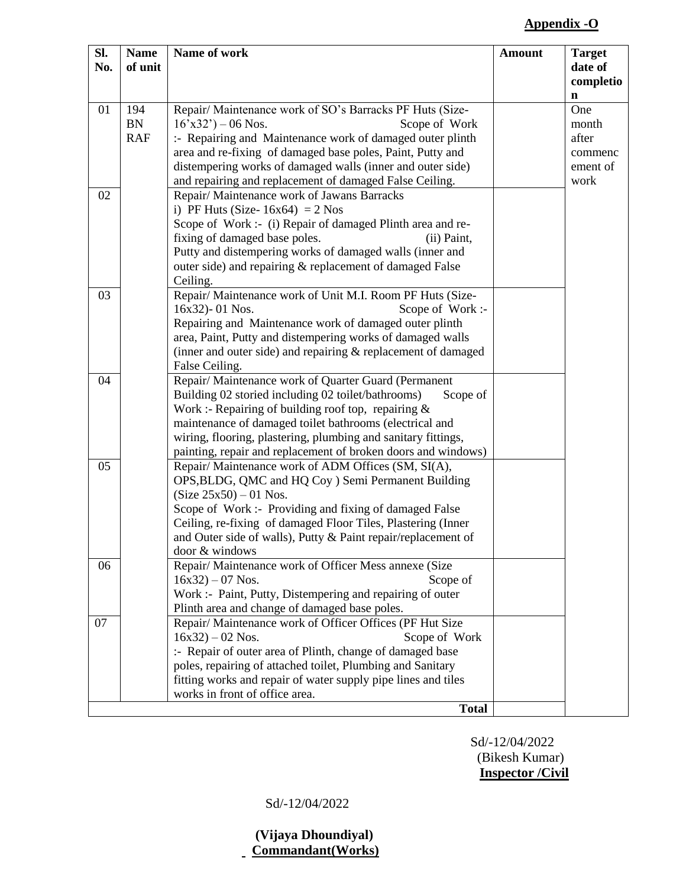**Appendix -O**

| Sl. No. | Name of unit | Name of work | Amount | Target date of completion |
|---|---|---|---|---|
| 01 | 194 BN RAF | Repair/ Maintenance work of SO's Barracks PF Huts (Size- 16'x32') – 06 Nos. Scope of Work :- Repairing and Maintenance work of damaged outer plinth area and re-fixing of damaged base poles, Paint, Putty and distempering works of damaged walls (inner and outer side) and repairing and replacement of damaged False Ceiling. | | One month after commencement of work |
| 02 | | Repair/ Maintenance work of Jawans Barracks i) PF Huts (Size- 16x64) = 2 Nos Scope of Work :- (i) Repair of damaged Plinth area and re-fixing of damaged base poles. (ii) Paint, Putty and distempering works of damaged walls (inner and outer side) and repairing & replacement of damaged False Ceiling. | | |
| 03 | | Repair/ Maintenance work of Unit M.I. Room PF Huts (Size- 16x32)- 01 Nos. Scope of Work :- Repairing and Maintenance work of damaged outer plinth area, Paint, Putty and distempering works of damaged walls (inner and outer side) and repairing & replacement of damaged False Ceiling. | | |
| 04 | | Repair/ Maintenance work of Quarter Guard (Permanent Building 02 storied including 02 toilet/bathrooms) Scope of Work :- Repairing of building roof top, repairing & maintenance of damaged toilet bathrooms (electrical and wiring, flooring, plastering, plumbing and sanitary fittings, painting, repair and replacement of broken doors and windows) | | |
| 05 | | Repair/ Maintenance work of ADM Offices (SM, SI(A), OPS,BLDG, QMC and HQ Coy ) Semi Permanent Building (Size 25x50) – 01 Nos. Scope of Work :- Providing and fixing of damaged False Ceiling, re-fixing of damaged Floor Tiles, Plastering (Inner and Outer side of walls), Putty & Paint repair/replacement of door & windows | | |
| 06 | | Repair/ Maintenance work of Officer Mess annexe (Size 16x32) – 07 Nos. Scope of Work :- Paint, Putty, Distempering and repairing of outer Plinth area and change of damaged base poles. | | |
| 07 | | Repair/ Maintenance work of Officer Offices (PF Hut Size 16x32) – 02 Nos. Scope of Work :- Repair of outer area of Plinth, change of damaged base poles, repairing of attached toilet, Plumbing and Sanitary fitting works and repair of water supply pipe lines and tiles works in front of office area. | | |
| | | **Total** | | |

Sd/-12/04/2022
(Bikesh Kumar)
**Inspector /Civil**

Sd/-12/04/2022

**(Vijaya Dhoundiyal)**
**Commandant(Works)**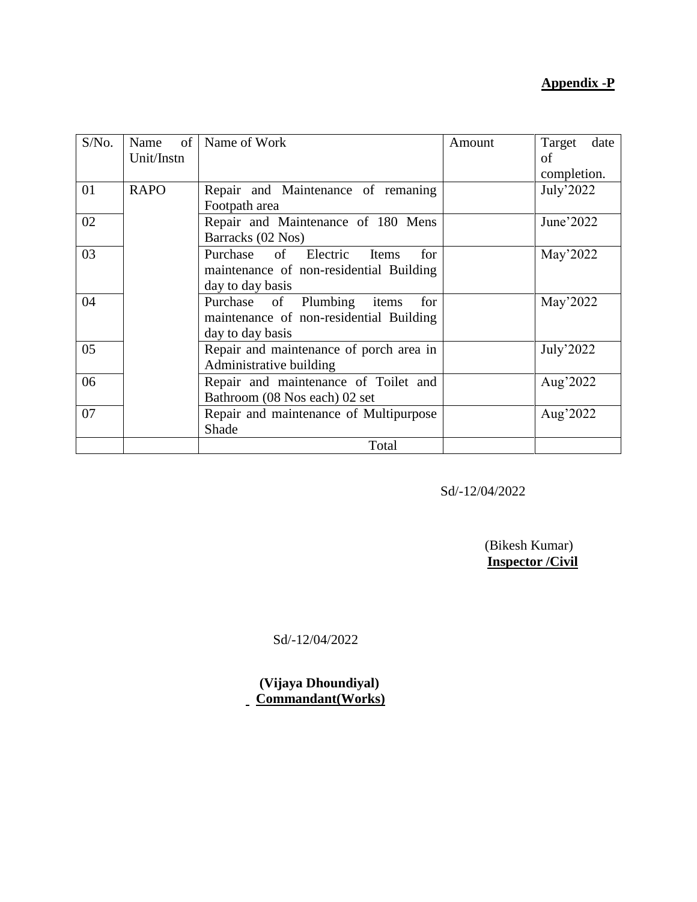**Appendix -P**

| S/No. | Name of Unit/Instn | Name of Work | Amount | Target date of completion. |
|---|---|---|---|---|
| 01 | RAPO | Repair and Maintenance of remaning Footpath area | | July'2022 |
| 02 | | Repair and Maintenance of 180 Mens Barracks (02 Nos) | | June'2022 |
| 03 | | Purchase of Electric Items for maintenance of non-residential Building day to day basis | | May'2022 |
| 04 | | Purchase of Plumbing items for maintenance of non-residential Building day to day basis | | May'2022 |
| 05 | | Repair and maintenance of porch area in Administrative building | | July'2022 |
| 06 | | Repair and maintenance of Toilet and Bathroom (08 Nos each) 02 set | | Aug'2022 |
| 07 | | Repair and maintenance of Multipurpose Shade | | Aug'2022 |
| | | Total | | |

Sd/-12/04/2022

(Bikesh Kumar)
**Inspector /Civil**

Sd/-12/04/2022

**(Vijaya Dhoundiyal)**
**Commandant(Works)**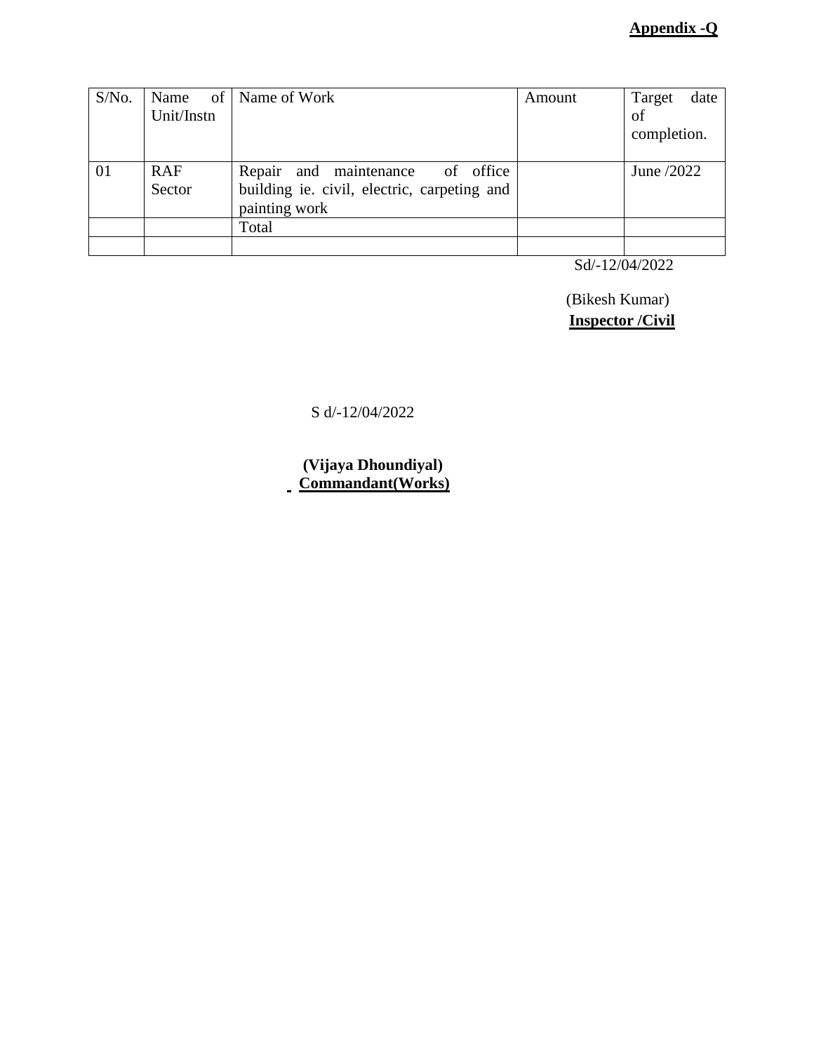**Appendix -Q**

| S/No. | Name of Unit/Instn | Name of Work | Amount | Target date of completion. |
|---|---|---|---|---|
| 01 | RAF Sector | Repair and maintenance of office building ie. civil, electric, carpeting and painting work | | June /2022 |
| | | Total | | |
| | | | | |

Sd/-12/04/2022

(Bikesh Kumar)
**Inspector /Civil**

S d/-12/04/2022

**(Vijaya Dhoundiyal)**
**Commandant(Works)**